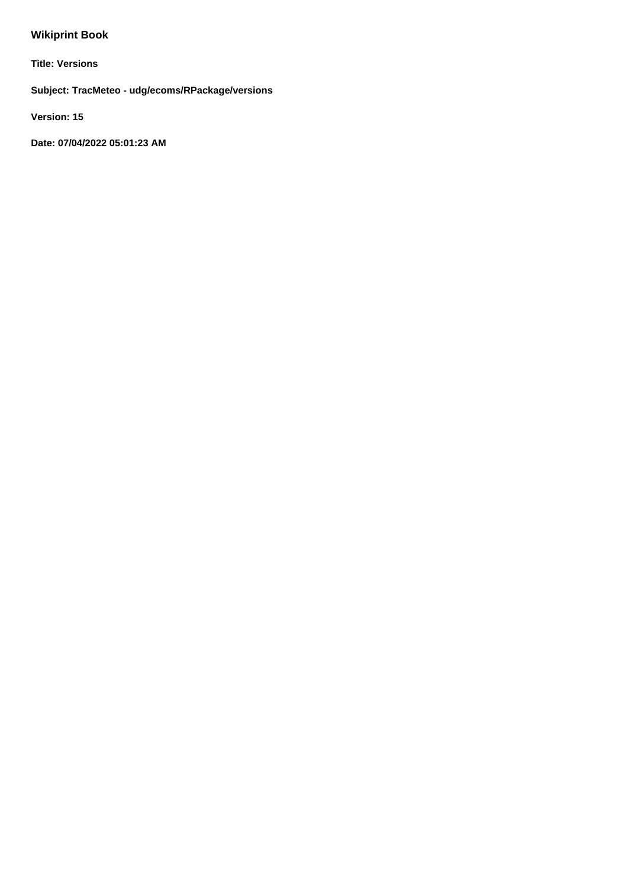# Wikiprint Book

**Title: Versions**

**Subject: TracMeteo - udg/ecoms/RPackage/versions**

**Version: 15**

**Date: 07/04/2022 05:01:23 AM**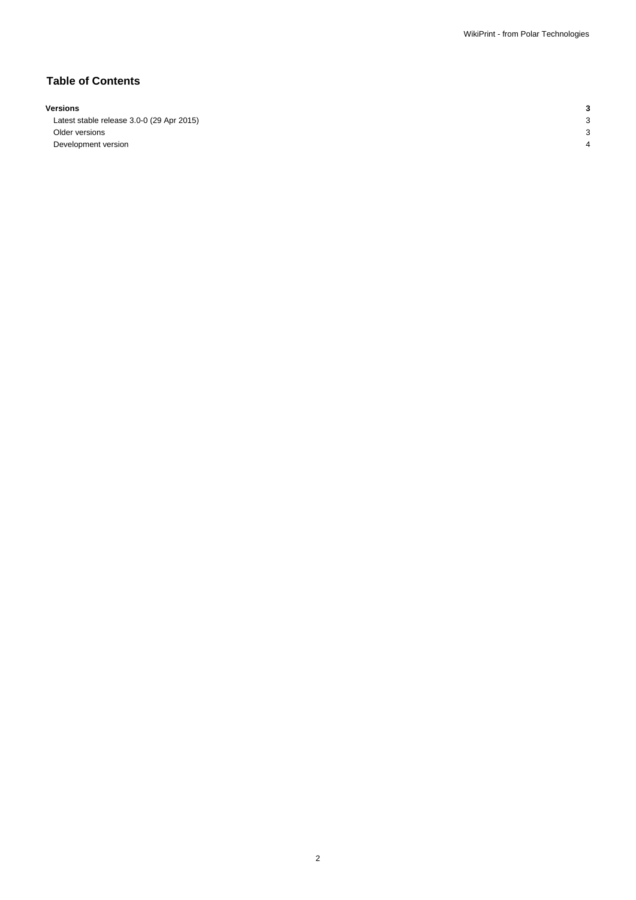## Table of Contents

| | |
|---|---|
| **Versions** | **3** |
| Latest stable release 3.0-0 (29 Apr 2015) | 3 |
| Older versions | 3 |
| Development version | 4 |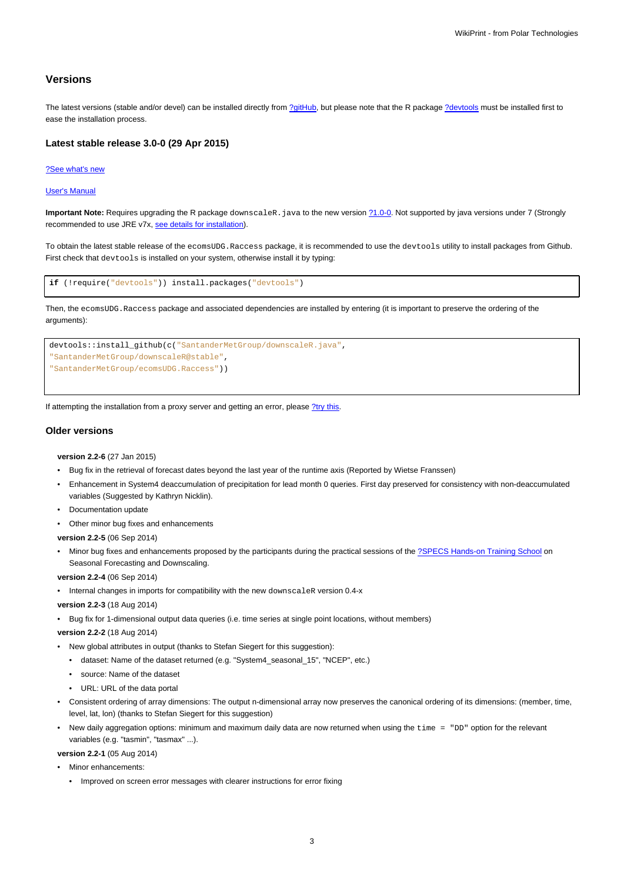## Versions

The latest versions (stable and/or devel) can be installed directly from ?gitHub, but please note that the R package ?devtools must be installed first to ease the installation process.

### Latest stable release 3.0-0 (29 Apr 2015)

?See what's new

User's Manual

**Important Note:** Requires upgrading the R package `downscaleR.java` to the new version ?1.0-0. Not supported by java versions under 7 (Strongly recommended to use JRE v7x, see details for installation).

To obtain the latest stable release of the `ecomsUDG.Raccess` package, it is recommended to use the `devtools` utility to install packages from Github. First check that `devtools` is installed on your system, otherwise install it by typing:

```
if (!require("devtools")) install.packages("devtools")
```

Then, the `ecomsUDG.Raccess` package and associated dependencies are installed by entering (it is important to preserve the ordering of the arguments):

```
devtools::install_github(c("SantanderMetGroup/downscaleR.java",
"SantanderMetGroup/downscaleR@stable",
"SantanderMetGroup/ecomsUDG.Raccess"))
```

If attempting the installation from a proxy server and getting an error, please ?try this.

### Older versions

**version 2.2-6** (27 Jan 2015)

- Bug fix in the retrieval of forecast dates beyond the last year of the runtime axis (Reported by Wietse Franssen)
- Enhancement in System4 deaccumulation of precipitation for lead month 0 queries. First day preserved for consistency with non-deaccumulated variables (Suggested by Kathryn Nicklin).
- Documentation update
- Other minor bug fixes and enhancements

**version 2.2-5** (06 Sep 2014)

- Minor bug fixes and enhancements proposed by the participants during the practical sessions of the ?SPECS Hands-on Training School on Seasonal Forecasting and Downscaling.

**version 2.2-4** (06 Sep 2014)

- Internal changes in imports for compatibility with the new `downscaleR` version 0.4-x

**version 2.2-3** (18 Aug 2014)

- Bug fix for 1-dimensional output data queries (i.e. time series at single point locations, without members)

**version 2.2-2** (18 Aug 2014)

- New global attributes in output (thanks to Stefan Siegert for this suggestion):
  - dataset: Name of the dataset returned (e.g. "System4_seasonal_15", "NCEP", etc.)
  - source: Name of the dataset
  - URL: URL of the data portal
- Consistent ordering of array dimensions: The output n-dimensional array now preserves the canonical ordering of its dimensions: (member, time, level, lat, lon) (thanks to Stefan Siegert for this suggestion)
- New daily aggregation options: minimum and maximum daily data are now returned when using the `time = "DD"` option for the relevant variables (e.g. "tasmin", "tasmax" ...).

**version 2.2-1** (05 Aug 2014)

- Minor enhancements:
  - Improved on screen error messages with clearer instructions for error fixing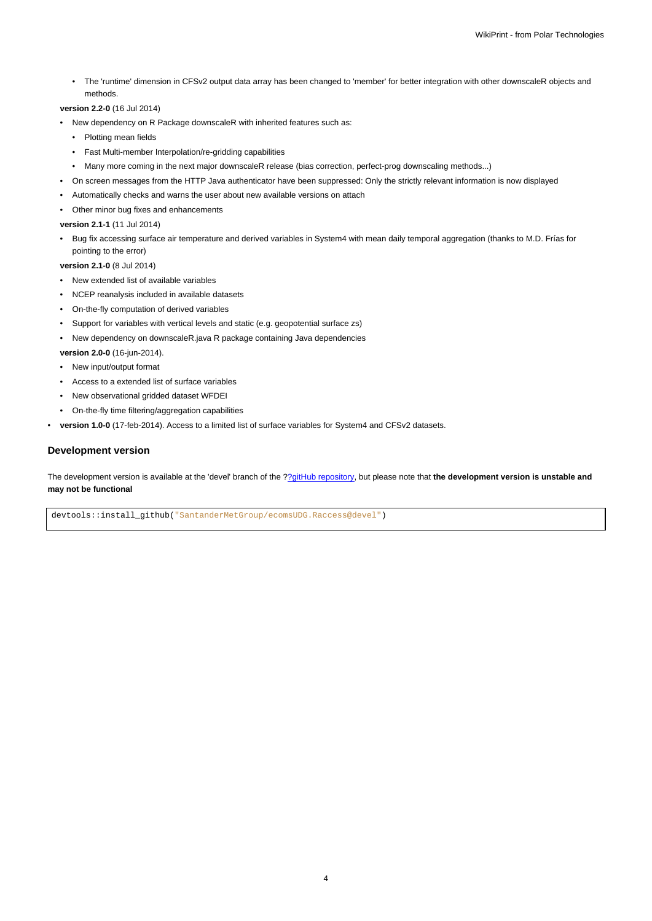- The 'runtime' dimension in CFSv2 output data array has been changed to 'member' for better integration with other downscaleR objects and methods.

**version 2.2-0** (16 Jul 2014)

- New dependency on R Package downscaleR with inherited features such as:
  - Plotting mean fields
  - Fast Multi-member Interpolation/re-gridding capabilities
  - Many more coming in the next major downscaleR release (bias correction, perfect-prog downscaling methods...)
- On screen messages from the HTTP Java authenticator have been suppressed: Only the strictly relevant information is now displayed
- Automatically checks and warns the user about new available versions on attach
- Other minor bug fixes and enhancements

**version 2.1-1** (11 Jul 2014)

- Bug fix accessing surface air temperature and derived variables in System4 with mean daily temporal aggregation (thanks to M.D. Frías for pointing to the error)

**version 2.1-0** (8 Jul 2014)

- New extended list of available variables
- NCEP reanalysis included in available datasets
- On-the-fly computation of derived variables
- Support for variables with vertical levels and static (e.g. geopotential surface zs)
- New dependency on downscaleR.java R package containing Java dependencies

**version 2.0-0** (16-jun-2014).

- New input/output format
- Access to a extended list of surface variables
- New observational gridded dataset WFDEI
- On-the-fly time filtering/aggregation capabilities

- **version 1.0-0** (17-feb-2014). Access to a limited list of surface variables for System4 and CFSv2 datasets.

### Development version

The development version is available at the 'devel' branch of the ??gitHub repository, but please note that **the development version is unstable and may not be functional**

```
devtools::install_github("SantanderMetGroup/ecomsUDG.Raccess@devel")
```